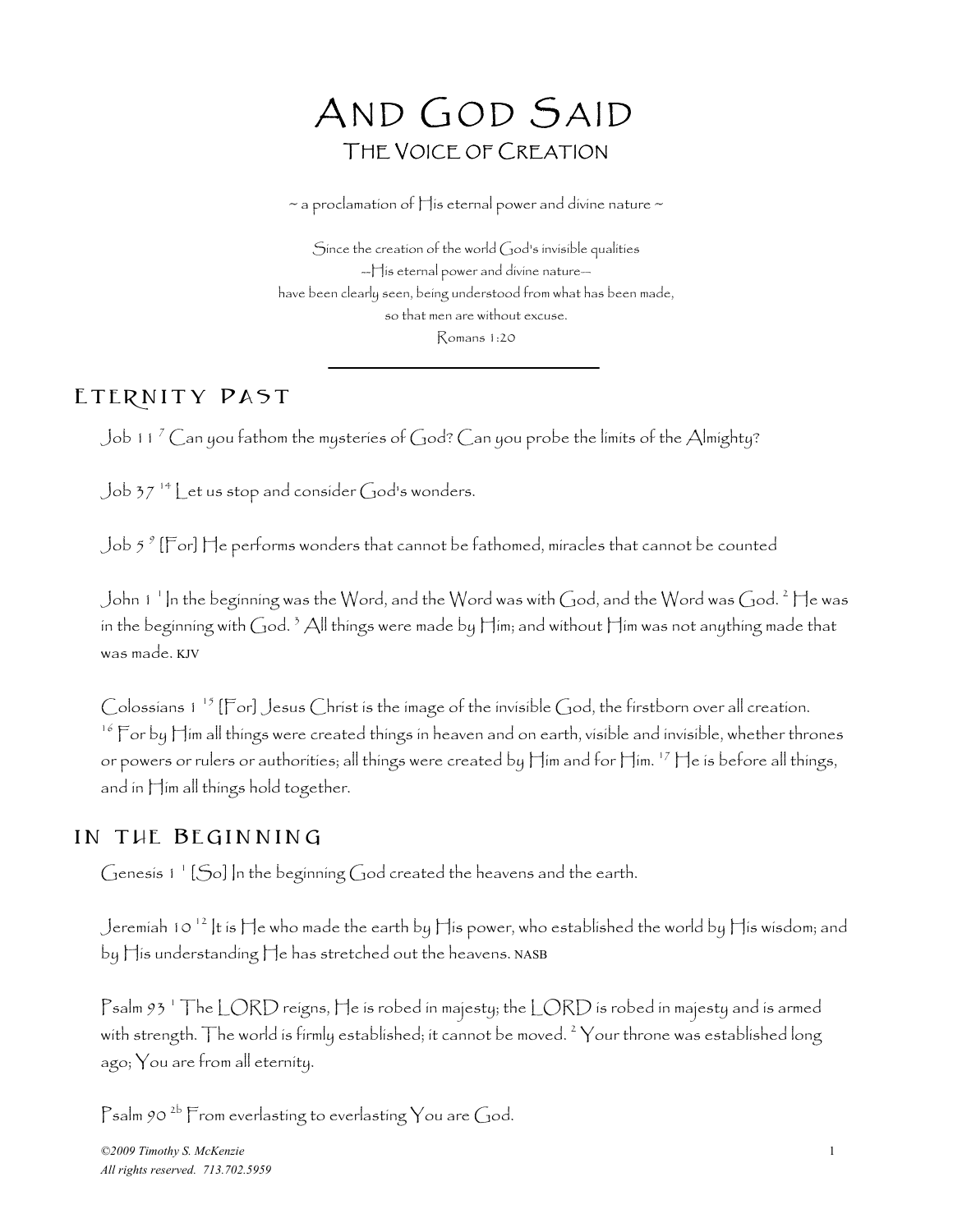# And God Said

## The Voice of Creation

~ a proclamation of His eternal power and divine nature ~

Since the creation of the world God's invisible qualities
--His eternal power and divine nature--
have been clearly seen, being understood from what has been made,
so that men are without excuse.
Romans 1:20

---

## Eternity Past

Job 11 [7] Can you fathom the mysteries of God? Can you probe the limits of the Almighty?

Job 37 [14] Let us stop and consider God's wonders.

Job 5 [9] [For] He performs wonders that cannot be fathomed, miracles that cannot be counted

John 1 [1] In the beginning was the Word, and the Word was with God, and the Word was God. [2] He was in the beginning with God. [3] All things were made by Him; and without Him was not anything made that was made. KJV

Colossians 1 [15] [For] Jesus Christ is the image of the invisible God, the firstborn over all creation. [16] For by Him all things were created things in heaven and on earth, visible and invisible, whether thrones or powers or rulers or authorities; all things were created by Him and for Him. [17] He is before all things, and in Him all things hold together.

## In the Beginning

Genesis 1 [1] [So] In the beginning God created the heavens and the earth.

Jeremiah 10 [12] It is He who made the earth by His power, who established the world by His wisdom; and by His understanding He has stretched out the heavens. NASB

Psalm 93 [1] The LORD reigns, He is robed in majesty; the LORD is robed in majesty and is armed with strength. The world is firmly established; it cannot be moved. [2] Your throne was established long ago; You are from all eternity.

Psalm 90 [2b] From everlasting to everlasting You are God.

*©2009 Timothy S. McKenzie*
*All rights reserved. 713.702.5959*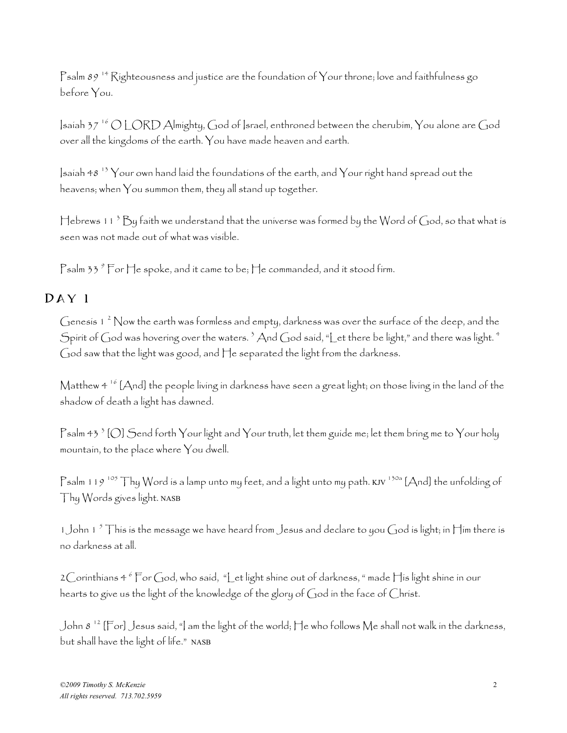Psalm 89 [14] Righteousness and justice are the foundation of Your throne; love and faithfulness go before You.

Isaiah 37 [16] O LORD Almighty, God of Israel, enthroned between the cherubim, You alone are God over all the kingdoms of the earth. You have made heaven and earth.

Isaiah 48 [13] Your own hand laid the foundations of the earth, and Your right hand spread out the heavens; when You summon them, they all stand up together.

Hebrews 11 [3] By faith we understand that the universe was formed by the Word of God, so that what is seen was not made out of what was visible.

Psalm 33 [9] For He spoke, and it came to be; He commanded, and it stood firm.

## DAY 1

Genesis 1 [2] Now the earth was formless and empty, darkness was over the surface of the deep, and the Spirit of God was hovering over the waters. [3] And God said, "Let there be light," and there was light. [4] God saw that the light was good, and He separated the light from the darkness.

Matthew 4 [16] [And] the people living in darkness have seen a great light; on those living in the land of the shadow of death a light has dawned.

Psalm 43 [3] [O] Send forth Your light and Your truth, let them guide me; let them bring me to Your holy mountain, to the place where You dwell.

Psalm 119 [105] Thy Word is a lamp unto my feet, and a light unto my path. KJV [130a] [And] the unfolding of Thy Words gives light. NASB

1 John 1 [5] This is the message we have heard from Jesus and declare to you God is light; in Him there is no darkness at all.

2Corinthians 4 [6] For God, who said, "Let light shine out of darkness, " made His light shine in our hearts to give us the light of the knowledge of the glory of God in the face of Christ.

John 8 [12] [For] Jesus said, "I am the light of the world; He who follows Me shall not walk in the darkness, but shall have the light of life." NASB

*©2009 Timothy S. McKenzie*
*All rights reserved. 713.702.5959*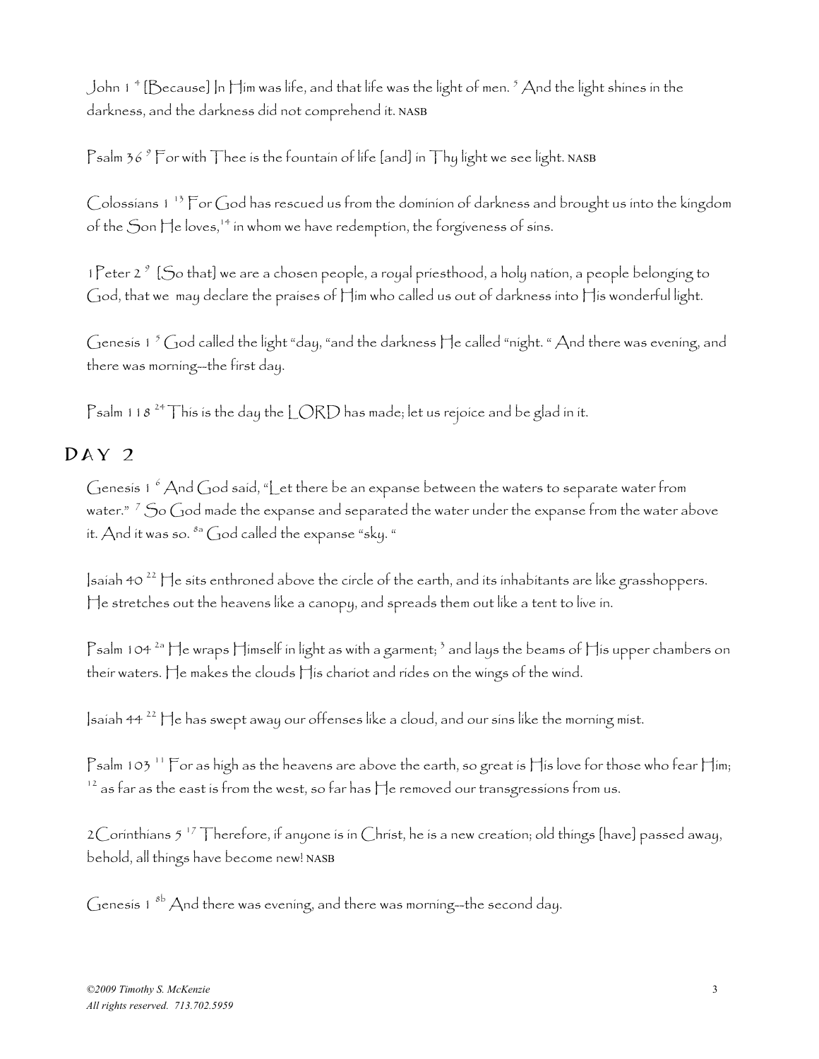John 1 [4] [Because] In Him was life, and that life was the light of men. [5] And the light shines in the darkness, and the darkness did not comprehend it. NASB

Psalm 36 [9] For with Thee is the fountain of life [and] in Thy light we see light. NASB

Colossians 1 [13] For God has rescued us from the dominion of darkness and brought us into the kingdom of the Son He loves,[14] in whom we have redemption, the forgiveness of sins.

1Peter 2 [9] [So that] we are a chosen people, a royal priesthood, a holy nation, a people belonging to God, that we may declare the praises of Him who called us out of darkness into His wonderful light.

Genesis 1 [5] God called the light "day, "and the darkness He called "night. " And there was evening, and there was morning--the first day.

Psalm 118 [24] This is the day the LORD has made; let us rejoice and be glad in it.

## DAY 2

Genesis 1 [6] And God said, "Let there be an expanse between the waters to separate water from water." [7] So God made the expanse and separated the water under the expanse from the water above it. And it was so. [8a] God called the expanse "sky. "

Isaiah 40 [22] He sits enthroned above the circle of the earth, and its inhabitants are like grasshoppers. He stretches out the heavens like a canopy, and spreads them out like a tent to live in.

Psalm 104 [2a] He wraps Himself in light as with a garment; [3] and lays the beams of His upper chambers on their waters. He makes the clouds His chariot and rides on the wings of the wind.

Isaiah 44 [22] He has swept away our offenses like a cloud, and our sins like the morning mist.

Psalm 103 [11] For as high as the heavens are above the earth, so great is His love for those who fear Him; [12] as far as the east is from the west, so far has He removed our transgressions from us.

2Corinthians 5 [17] Therefore, if anyone is in Christ, he is a new creation; old things [have] passed away, behold, all things have become new! NASB

Genesis 1 [8b] And there was evening, and there was morning--the second day.

*©2009 Timothy S. McKenzie*
*All rights reserved. 713.702.5959*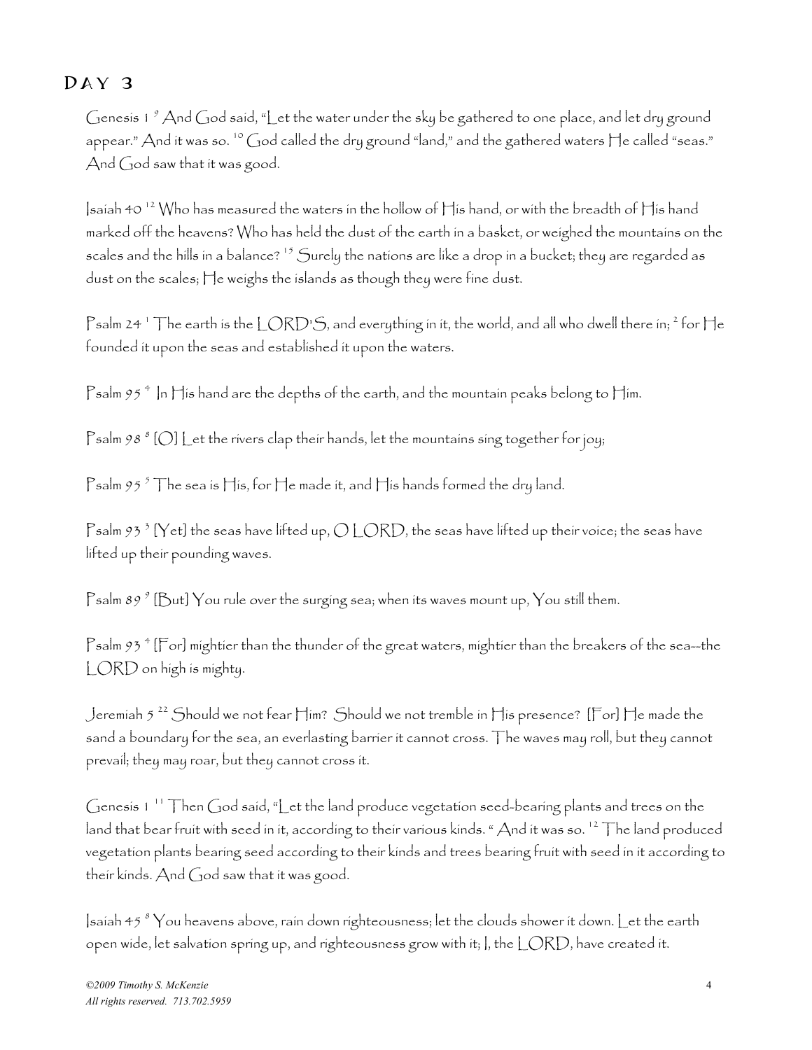## Day 3

Genesis 1 [9] And God said, "Let the water under the sky be gathered to one place, and let dry ground appear." And it was so. [10] God called the dry ground "land," and the gathered waters He called "seas." And God saw that it was good.

Isaiah 40 [12] Who has measured the waters in the hollow of His hand, or with the breadth of His hand marked off the heavens? Who has held the dust of the earth in a basket, or weighed the mountains on the scales and the hills in a balance? [15] Surely the nations are like a drop in a bucket; they are regarded as dust on the scales; He weighs the islands as though they were fine dust.

Psalm 24 [1] The earth is the LORD'S, and everything in it, the world, and all who dwell there in; [2] for He founded it upon the seas and established it upon the waters.

Psalm 95 [4] In His hand are the depths of the earth, and the mountain peaks belong to Him.

Psalm 98 [8] [O] Let the rivers clap their hands, let the mountains sing together for joy;

Psalm 95 [5] The sea is His, for He made it, and His hands formed the dry land.

Psalm 93 [3] [Yet] the seas have lifted up, O LORD, the seas have lifted up their voice; the seas have lifted up their pounding waves.

Psalm 89 [9] [But] You rule over the surging sea; when its waves mount up, You still them.

Psalm 93 [4] [For] mightier than the thunder of the great waters, mightier than the breakers of the sea--the LORD on high is mighty.

Jeremiah 5 [22] Should we not fear Him? Should we not tremble in His presence? [For] He made the sand a boundary for the sea, an everlasting barrier it cannot cross. The waves may roll, but they cannot prevail; they may roar, but they cannot cross it.

Genesis 1 [11] Then God said, "Let the land produce vegetation seed-bearing plants and trees on the land that bear fruit with seed in it, according to their various kinds. " And it was so. [12] The land produced vegetation plants bearing seed according to their kinds and trees bearing fruit with seed in it according to their kinds. And God saw that it was good.

Isaiah 45 [8] You heavens above, rain down righteousness; let the clouds shower it down. Let the earth open wide, let salvation spring up, and righteousness grow with it; I, the LORD, have created it.

*©2009 Timothy S. McKenzie*
*All rights reserved. 713.702.5959*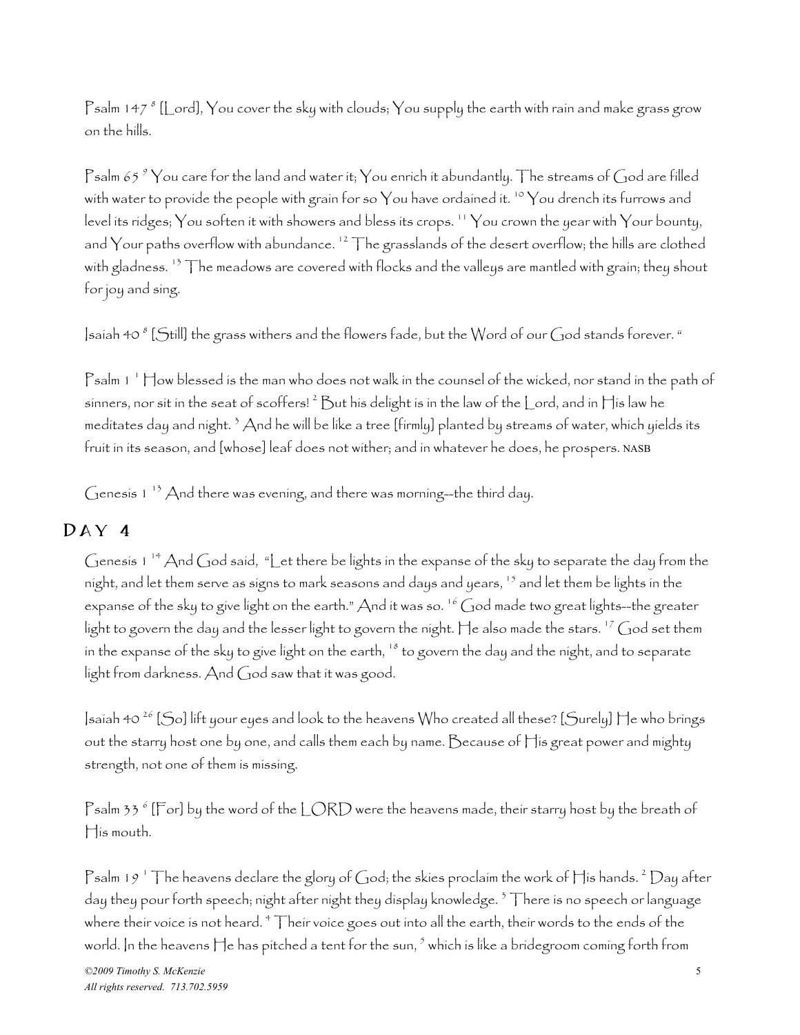Psalm 147 [8] [Lord], You cover the sky with clouds; You supply the earth with rain and make grass grow on the hills.

Psalm 65 [9] You care for the land and water it; You enrich it abundantly. The streams of God are filled with water to provide the people with grain for so You have ordained it. [10] You drench its furrows and level its ridges; You soften it with showers and bless its crops. [11] You crown the year with Your bounty, and Your paths overflow with abundance. [12] The grasslands of the desert overflow; the hills are clothed with gladness. [13] The meadows are covered with flocks and the valleys are mantled with grain; they shout for joy and sing.

Isaiah 40 [8] [Still] the grass withers and the flowers fade, but the Word of our God stands forever. "

Psalm 1 [1] How blessed is the man who does not walk in the counsel of the wicked, nor stand in the path of sinners, nor sit in the seat of scoffers! [2] But his delight is in the law of the Lord, and in His law he meditates day and night. [3] And he will be like a tree [firmly] planted by streams of water, which yields its fruit in its season, and [whose] leaf does not wither; and in whatever he does, he prospers. NASB

Genesis 1 [13] And there was evening, and there was morning--the third day.

## DAY 4

Genesis 1 [14] And God said, "Let there be lights in the expanse of the sky to separate the day from the night, and let them serve as signs to mark seasons and days and years, [15] and let them be lights in the expanse of the sky to give light on the earth." And it was so. [16] God made two great lights--the greater light to govern the day and the lesser light to govern the night. He also made the stars. [17] God set them in the expanse of the sky to give light on the earth, [18] to govern the day and the night, and to separate light from darkness. And God saw that it was good.

Isaiah 40 [26] [So] lift your eyes and look to the heavens Who created all these? [Surely] He who brings out the starry host one by one, and calls them each by name. Because of His great power and mighty strength, not one of them is missing.

Psalm 33 [6] [For] by the word of the LORD were the heavens made, their starry host by the breath of His mouth.

Psalm 19 [1] The heavens declare the glory of God; the skies proclaim the work of His hands. [2] Day after day they pour forth speech; night after night they display knowledge. [3] There is no speech or language where their voice is not heard. [4] Their voice goes out into all the earth, their words to the ends of the world. In the heavens He has pitched a tent for the sun, [5] which is like a bridegroom coming forth from

*©2009 Timothy S. McKenzie*
*All rights reserved. 713.702.5959*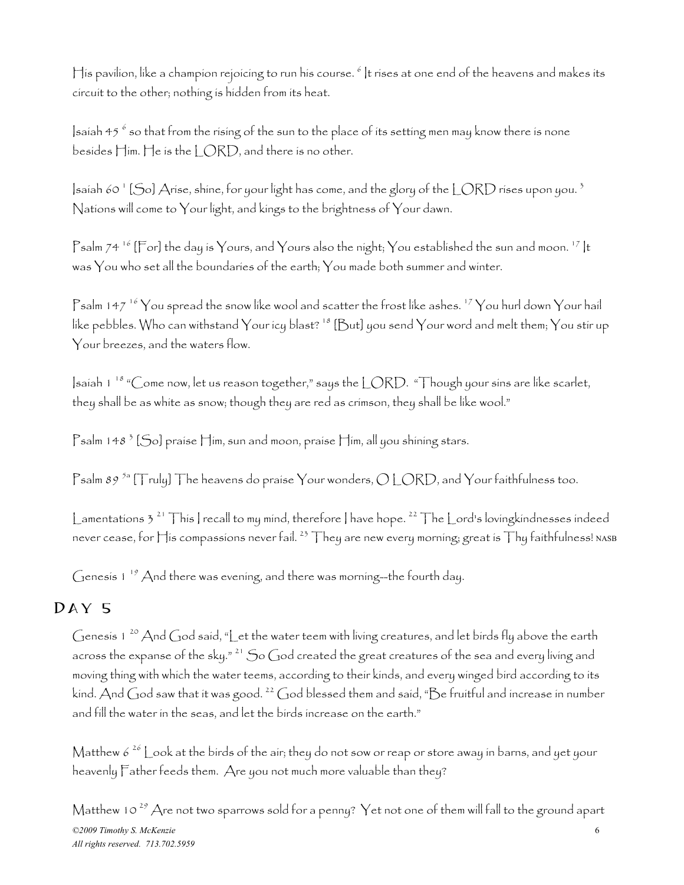His pavilion, like a champion rejoicing to run his course. [6] It rises at one end of the heavens and makes its circuit to the other; nothing is hidden from its heat.

Isaiah 45 [6] so that from the rising of the sun to the place of its setting men may know there is none besides Him. He is the LORD, and there is no other.

Isaiah 60 [1] [So] Arise, shine, for your light has come, and the glory of the LORD rises upon you. [3] Nations will come to Your light, and kings to the brightness of Your dawn.

Psalm 74 [16] [For] the day is Yours, and Yours also the night; You established the sun and moon. [17] It was You who set all the boundaries of the earth; You made both summer and winter.

Psalm 147 [16] You spread the snow like wool and scatter the frost like ashes. [17] You hurl down Your hail like pebbles. Who can withstand Your icy blast? [18] [But] you send Your word and melt them; You stir up Your breezes, and the waters flow.

Isaiah 1 [18] "Come now, let us reason together," says the LORD. "Though your sins are like scarlet, they shall be as white as snow; though they are red as crimson, they shall be like wool."

Psalm 148 [3] [So] praise Him, sun and moon, praise Him, all you shining stars.

Psalm 89 [5a] [Truly] The heavens do praise Your wonders, O LORD, and Your faithfulness too.

Lamentations 3 [21] This I recall to my mind, therefore I have hope. [22] The Lord's lovingkindnesses indeed never cease, for His compassions never fail. [23] They are new every morning; great is Thy faithfulness! NASB

Genesis 1 [19] And there was evening, and there was morning--the fourth day.

## DAY 5

Genesis 1 [20] And God said, "Let the water teem with living creatures, and let birds fly above the earth across the expanse of the sky." [21] So God created the great creatures of the sea and every living and moving thing with which the water teems, according to their kinds, and every winged bird according to its kind. And God saw that it was good. [22] God blessed them and said, "Be fruitful and increase in number and fill the water in the seas, and let the birds increase on the earth."

Matthew 6 [26] Look at the birds of the air; they do not sow or reap or store away in barns, and yet your heavenly Father feeds them. Are you not much more valuable than they?

Matthew 10 [29] Are not two sparrows sold for a penny? Yet not one of them will fall to the ground apart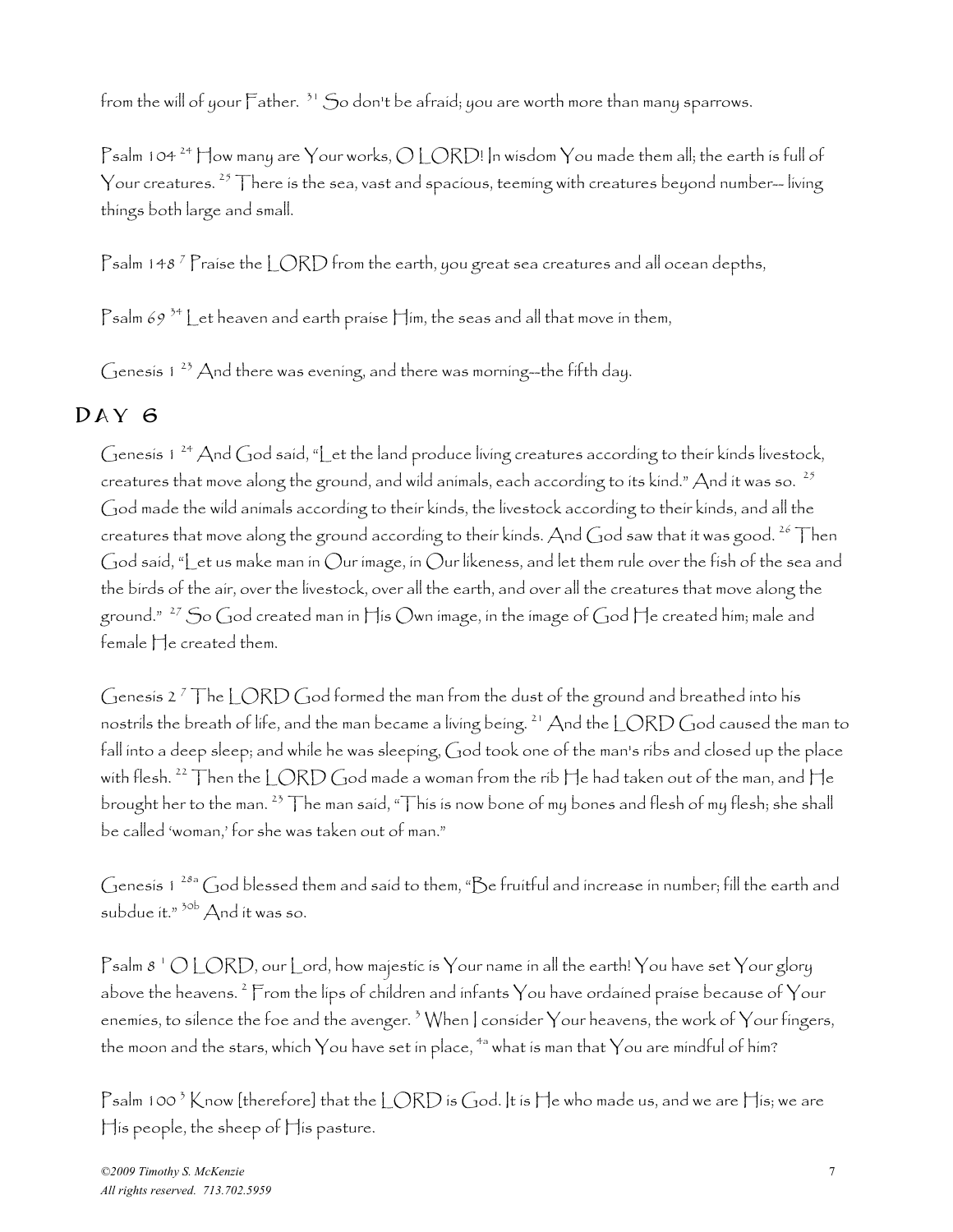from the will of your Father. [31] So don't be afraid; you are worth more than many sparrows.

Psalm 104 [24] How many are Your works, O LORD! In wisdom You made them all; the earth is full of Your creatures. [25] There is the sea, vast and spacious, teeming with creatures beyond number-- living things both large and small.

Psalm 148 [7] Praise the LORD from the earth, you great sea creatures and all ocean depths,

Psalm 69 [34] Let heaven and earth praise Him, the seas and all that move in them,

Genesis 1 [23] And there was evening, and there was morning--the fifth day.

## Day 6

Genesis 1 [24] And God said, "Let the land produce living creatures according to their kinds livestock, creatures that move along the ground, and wild animals, each according to its kind." And it was so. [25] God made the wild animals according to their kinds, the livestock according to their kinds, and all the creatures that move along the ground according to their kinds. And God saw that it was good. [26] Then God said, "Let us make man in Our image, in Our likeness, and let them rule over the fish of the sea and the birds of the air, over the livestock, over all the earth, and over all the creatures that move along the ground." [27] So God created man in His Own image, in the image of God He created him; male and female He created them.

Genesis 2 [7] The LORD God formed the man from the dust of the ground and breathed into his nostrils the breath of life, and the man became a living being. [21] And the LORD God caused the man to fall into a deep sleep; and while he was sleeping, God took one of the man's ribs and closed up the place with flesh. [22] Then the LORD God made a woman from the rib He had taken out of the man, and He brought her to the man. [23] The man said, "This is now bone of my bones and flesh of my flesh; she shall be called 'woman,' for she was taken out of man."

Genesis 1 [28a] God blessed them and said to them, "Be fruitful and increase in number; fill the earth and subdue it." [30b] And it was so.

Psalm 8 [1] O LORD, our Lord, how majestic is Your name in all the earth! You have set Your glory above the heavens. [2] From the lips of children and infants You have ordained praise because of Your enemies, to silence the foe and the avenger. [3] When I consider Your heavens, the work of Your fingers, the moon and the stars, which You have set in place, [4a] what is man that You are mindful of him?

Psalm 100 [3] Know [therefore] that the LORD is God. It is He who made us, and we are His; we are His people, the sheep of His pasture.

*©2009 Timothy S. McKenzie*
*All rights reserved. 713.702.5959*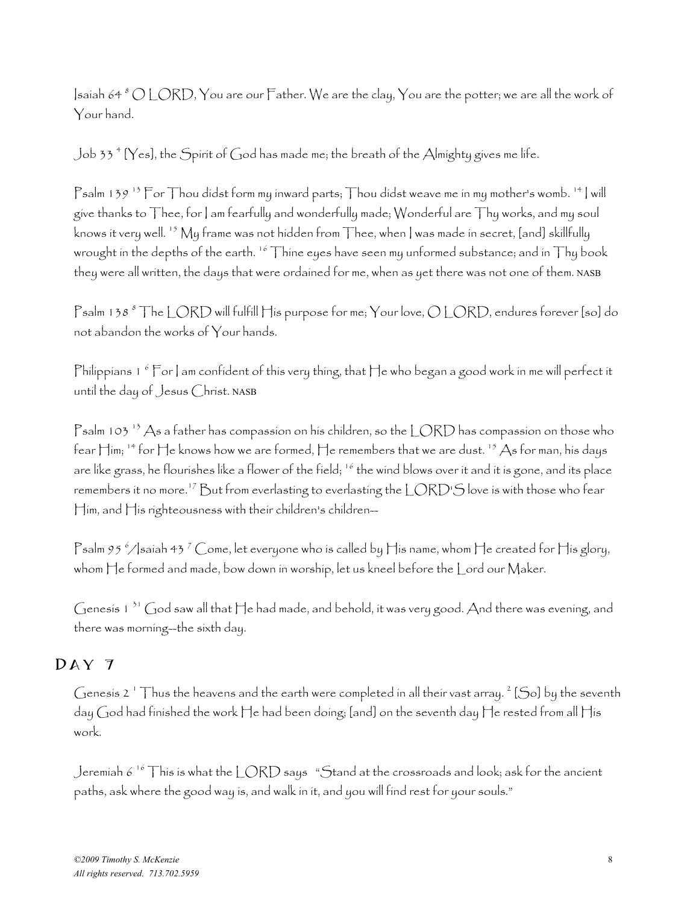Isaiah 64 [8] O LORD, You are our Father. We are the clay, You are the potter; we are all the work of Your hand.

Job 33 [4] [Yes], the Spirit of God has made me; the breath of the Almighty gives me life.

Psalm 139 [13] For Thou didst form my inward parts; Thou didst weave me in my mother's womb. [14] I will give thanks to Thee, for I am fearfully and wonderfully made; Wonderful are Thy works, and my soul knows it very well. [15] My frame was not hidden from Thee, when I was made in secret, [and] skillfully wrought in the depths of the earth. [16] Thine eyes have seen my unformed substance; and in Thy book they were all written, the days that were ordained for me, when as yet there was not one of them. NASB

Psalm 138 [8] The LORD will fulfill His purpose for me; Your love, O LORD, endures forever [so] do not abandon the works of Your hands.

Philippians 1 [6] For I am confident of this very thing, that He who began a good work in me will perfect it until the day of Jesus Christ. NASB

Psalm 103 [13] As a father has compassion on his children, so the LORD has compassion on those who fear Him; [14] for He knows how we are formed, He remembers that we are dust. [15] As for man, his days are like grass, he flourishes like a flower of the field; [16] the wind blows over it and it is gone, and its place remembers it no more.[17] But from everlasting to everlasting the LORD'S love is with those who fear Him, and His righteousness with their children's children--

Psalm 95 [6]/Isaiah 43 [7] Come, let everyone who is called by His name, whom He created for His glory, whom He formed and made, bow down in worship, let us kneel before the Lord our Maker.

Genesis 1 [31] God saw all that He had made, and behold, it was very good. And there was evening, and there was morning--the sixth day.

## DAY 7

Genesis 2 [1] Thus the heavens and the earth were completed in all their vast array. [2] [So] by the seventh day God had finished the work He had been doing; [and] on the seventh day He rested from all His work.

Jeremiah 6 [16] This is what the LORD says "Stand at the crossroads and look; ask for the ancient paths, ask where the good way is, and walk in it, and you will find rest for your souls."

*©2009 Timothy S. McKenzie*
*All rights reserved. 713.702.5959*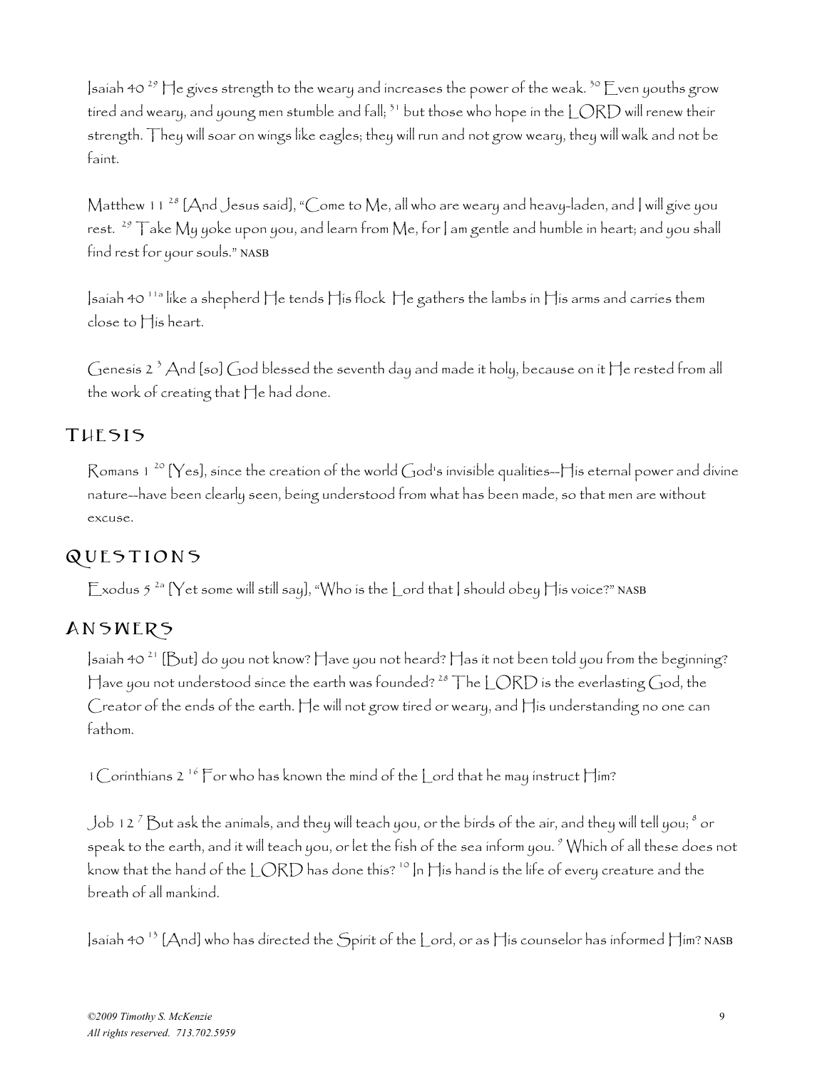Isaiah 40 [29] He gives strength to the weary and increases the power of the weak. [30] Even youths grow tired and weary, and young men stumble and fall; [31] but those who hope in the LORD will renew their strength. They will soar on wings like eagles; they will run and not grow weary, they will walk and not be faint.

Matthew 11 [28] [And Jesus said], "Come to Me, all who are weary and heavy-laden, and I will give you rest. [29] Take My yoke upon you, and learn from Me, for I am gentle and humble in heart; and you shall find rest for your souls." NASB

Isaiah 40 [11a] like a shepherd He tends His flock He gathers the lambs in His arms and carries them close to His heart.

Genesis 2 [3] And [so] God blessed the seventh day and made it holy, because on it He rested from all the work of creating that He had done.

## THESIS

Romans 1 [20] [Yes], since the creation of the world God's invisible qualities--His eternal power and divine nature--have been clearly seen, being understood from what has been made, so that men are without excuse.

## QUESTIONS

Exodus 5 [2a] [Yet some will still say], "Who is the Lord that I should obey His voice?" NASB

## ANSWERS

Isaiah 40 [21] [But] do you not know? Have you not heard? Has it not been told you from the beginning? Have you not understood since the earth was founded? [28] The LORD is the everlasting God, the Creator of the ends of the earth. He will not grow tired or weary, and His understanding no one can fathom.

1 Corinthians 2 [16] For who has known the mind of the Lord that he may instruct Him?

Job 12 [7] But ask the animals, and they will teach you, or the birds of the air, and they will tell you; [8] or speak to the earth, and it will teach you, or let the fish of the sea inform you. [9] Which of all these does not know that the hand of the LORD has done this? [10] In His hand is the life of every creature and the breath of all mankind.

Isaiah 40 [13] [And] who has directed the Spirit of the Lord, or as His counselor has informed Him? NASB

*©2009 Timothy S. McKenzie*
*All rights reserved. 713.702.5959*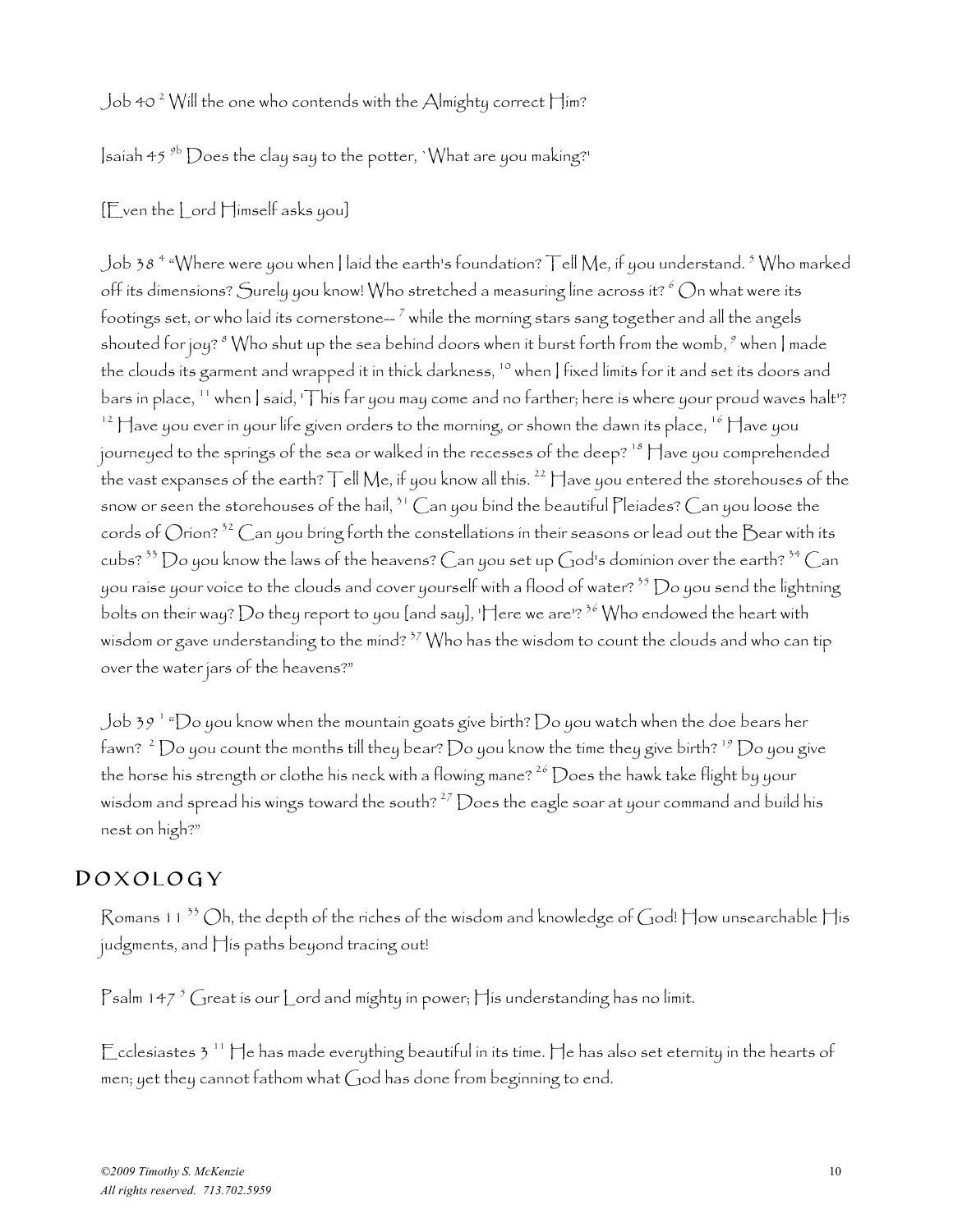Job 40 [2] Will the one who contends with the Almighty correct Him?

Isaiah 45 [9b] Does the clay say to the potter, `What are you making?'

[Even the Lord Himself asks you]

Job 38 [4] "Where were you when I laid the earth's foundation? Tell Me, if you understand. [5] Who marked off its dimensions? Surely you know! Who stretched a measuring line across it? [6] On what were its footings set, or who laid its cornerstone-- [7] while the morning stars sang together and all the angels shouted for joy? [8] Who shut up the sea behind doors when it burst forth from the womb, [9] when I made the clouds its garment and wrapped it in thick darkness, [10] when I fixed limits for it and set its doors and bars in place, [11] when I said, 'This far you may come and no farther; here is where your proud waves halt'? [12] Have you ever in your life given orders to the morning, or shown the dawn its place, [16] Have you journeyed to the springs of the sea or walked in the recesses of the deep? [18] Have you comprehended the vast expanses of the earth? Tell Me, if you know all this. [22] Have you entered the storehouses of the snow or seen the storehouses of the hail, [31] Can you bind the beautiful Pleiades? Can you loose the cords of Orion? [32] Can you bring forth the constellations in their seasons or lead out the Bear with its cubs? [33] Do you know the laws of the heavens? Can you set up God's dominion over the earth? [34] Can you raise your voice to the clouds and cover yourself with a flood of water? [35] Do you send the lightning bolts on their way? Do they report to you [and say], 'Here we are'? [36] Who endowed the heart with wisdom or gave understanding to the mind? [37] Who has the wisdom to count the clouds and who can tip over the water jars of the heavens?"

Job 39 [1] "Do you know when the mountain goats give birth? Do you watch when the doe bears her fawn? [2] Do you count the months till they bear? Do you know the time they give birth? [19] Do you give the horse his strength or clothe his neck with a flowing mane? [26] Does the hawk take flight by your wisdom and spread his wings toward the south? [27] Does the eagle soar at your command and build his nest on high?"

## DOXOLOGY

Romans 11 [33] Oh, the depth of the riches of the wisdom and knowledge of God! How unsearchable His judgments, and His paths beyond tracing out!

Psalm 147 [5] Great is our Lord and mighty in power; His understanding has no limit.

Ecclesiastes 3 [11] He has made everything beautiful in its time. He has also set eternity in the hearts of men; yet they cannot fathom what God has done from beginning to end.

*©2009 Timothy S. McKenzie*
*All rights reserved. 713.702.5959*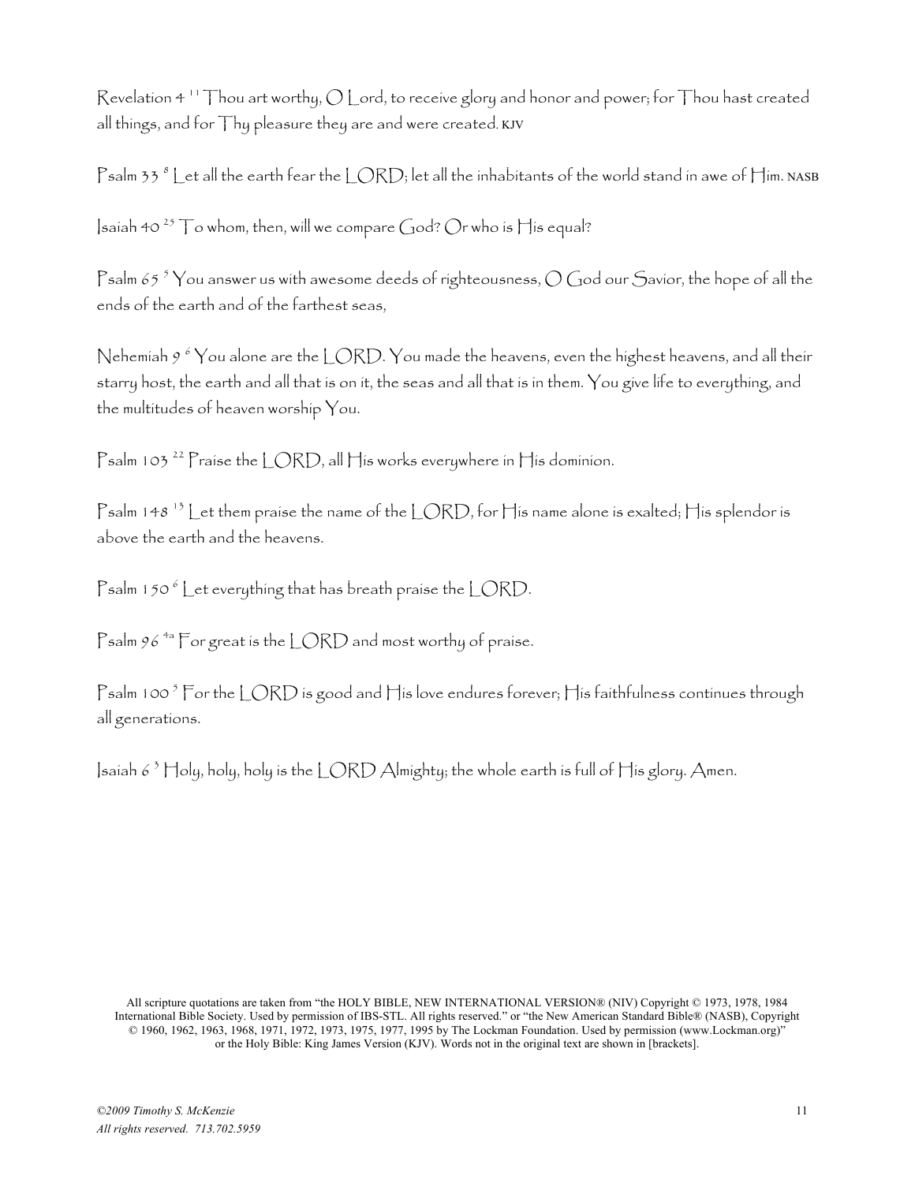Revelation 4 [11] Thou art worthy, O Lord, to receive glory and honor and power; for Thou hast created all things, and for Thy pleasure they are and were created. KJV

Psalm 33 [8] Let all the earth fear the LORD; let all the inhabitants of the world stand in awe of Him. NASB

Isaiah 40 [25] To whom, then, will we compare God? Or who is His equal?

Psalm 65 [5] You answer us with awesome deeds of righteousness, O God our Savior, the hope of all the ends of the earth and of the farthest seas,

Nehemiah 9 [6] You alone are the LORD. You made the heavens, even the highest heavens, and all their starry host, the earth and all that is on it, the seas and all that is in them. You give life to everything, and the multitudes of heaven worship You.

Psalm 103 [22] Praise the LORD, all His works everywhere in His dominion.

Psalm 148 [13] Let them praise the name of the LORD, for His name alone is exalted; His splendor is above the earth and the heavens.

Psalm 150 [6] Let everything that has breath praise the LORD.

Psalm 96 [4a] For great is the LORD and most worthy of praise.

Psalm 100 [5] For the LORD is good and His love endures forever; His faithfulness continues through all generations.

Isaiah 6 [3] Holy, holy, holy is the LORD Almighty; the whole earth is full of His glory. Amen.

All scripture quotations are taken from "the HOLY BIBLE, NEW INTERNATIONAL VERSION® (NIV) Copyright © 1973, 1978, 1984 International Bible Society. Used by permission of IBS-STL. All rights reserved." or "the New American Standard Bible® (NASB), Copyright © 1960, 1962, 1963, 1968, 1971, 1972, 1973, 1975, 1977, 1995 by The Lockman Foundation. Used by permission (www.Lockman.org)" or the Holy Bible: King James Version (KJV). Words not in the original text are shown in [brackets].

*©2009 Timothy S. McKenzie*
*All rights reserved. 713.702.5959*